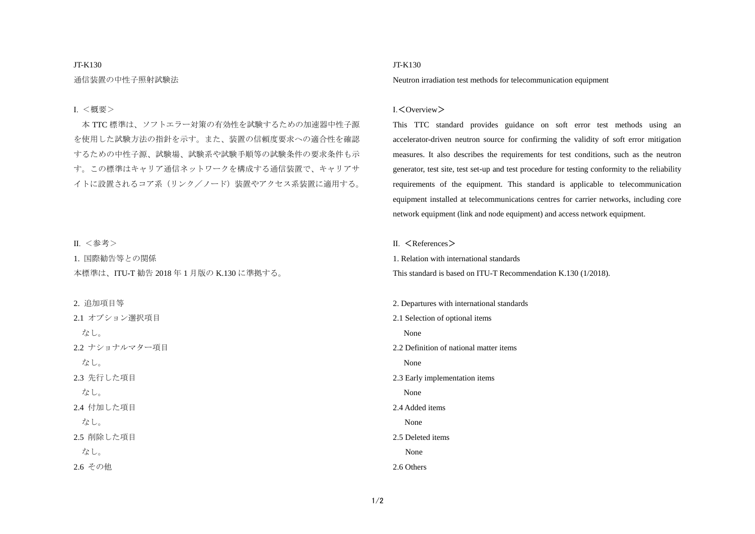JT-K130

通信装置の中性子照射試験法

I. ＜概要＞

本 TTC 標準は、ソフトエラー対策の有効性を試験するための加速器中性子源を使用した試験方法の指針を示す。また、装置の信頼度要求への適合性を確認するための中性子源、試験場、試験系や試験手順等の試験条件の要求条件も示す。この標準はキャリア通信ネットワークを構成する通信装置で、キャリアサイトに設置されるコア系（リンク／ノード）装置やアクセス系装置に適用する。

II. ＜参考＞

1. 国際勧告等との関係

本標準は、ITU-T 勧告 2018 年 1 月版の K.130 に準拠する。

2. 追加項目等

2.1 オプション選択項目

なし。

2.2 ナショナルマター項目

なし。

2.3 先行した項目

なし。

2.4 付加した項目

なし。

2.5 削除した項目

なし。

2.6 その他

JT-K130

Neutron irradiation test methods for telecommunication equipment

I.＜Overview＞

This TTC standard provides guidance on soft error test methods using an accelerator-driven neutron source for confirming the validity of soft error mitigation measures. It also describes the requirements for test conditions, such as the neutron generator, test site, test set-up and test procedure for testing conformity to the reliability requirements of the equipment. This standard is applicable to telecommunication equipment installed at telecommunications centres for carrier networks, including core network equipment (link and node equipment) and access network equipment.

II. ＜References＞

1. Relation with international standards

This standard is based on ITU-T Recommendation K.130 (1/2018).

2. Departures with international standards

2.1 Selection of optional items

None

2.2 Definition of national matter items

None

2.3 Early implementation items

None

2.4 Added items

None

2.5 Deleted items

None

2.6 Others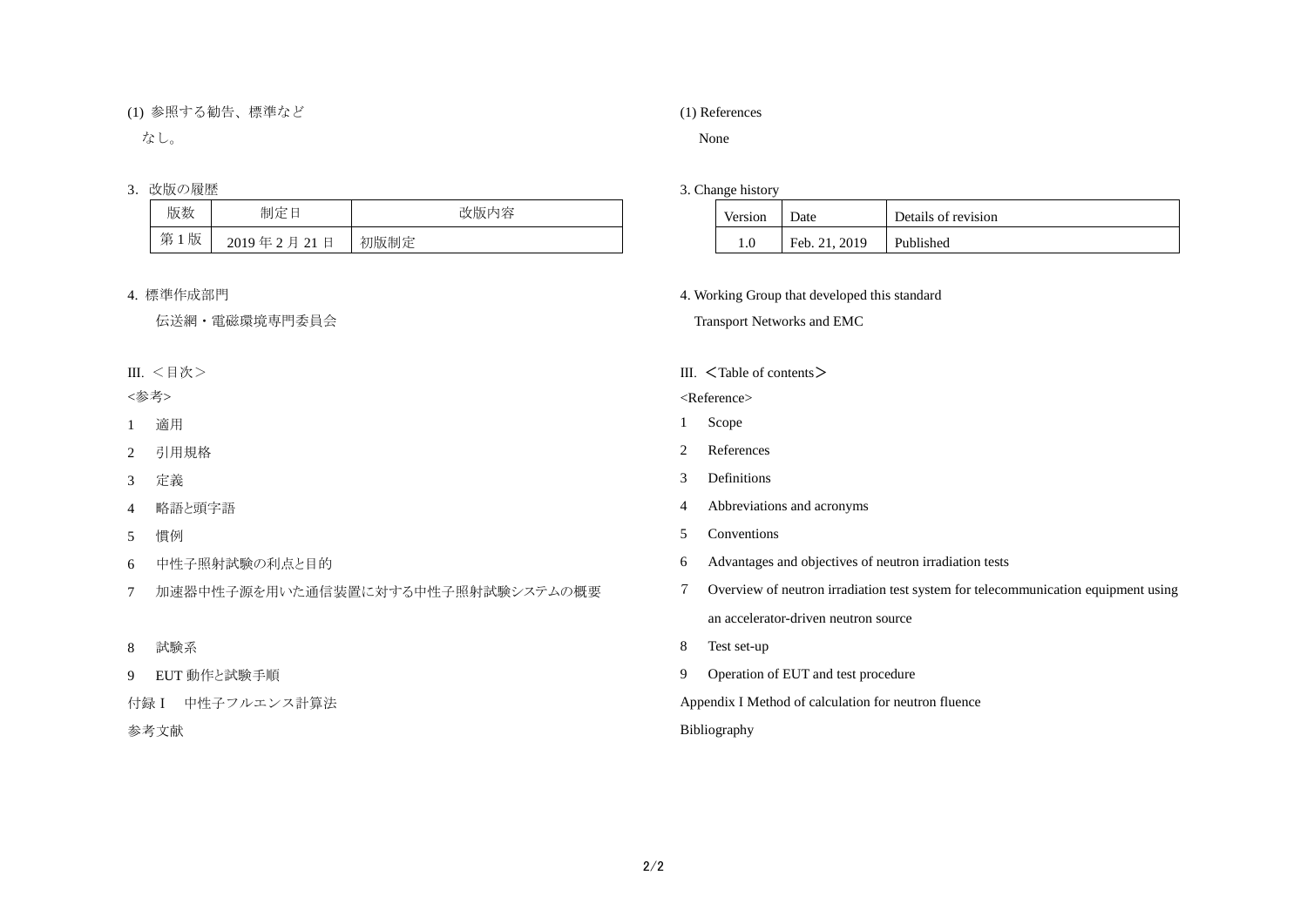(1) 参照する勧告、標準など

なし。

3. 改版の履歴

| 版数 | 制定日 | 改版内容 |
|---|---|---|
| 第 1 版 | 2019 年 2 月 21 日 | 初版制定 |

4. 標準作成部門

伝送網・電磁環境専門委員会

III. ＜目次＞

<参考>

1　適用

2　引用規格

3　定義

4　略語と頭字語

5　慣例

6　中性子照射試験の利点と目的

7　加速器中性子源を用いた通信装置に対する中性子照射試験システムの概要

8　試験系

9　EUT 動作と試験手順

付録 I　中性子フルエンス計算法

参考文献

(1) References

None

3. Change history

| Version | Date | Details of revision |
|---|---|---|
| 1.0 | Feb. 21, 2019 | Published |

4. Working Group that developed this standard

Transport Networks and EMC

III. ＜Table of contents＞

<Reference>

1　Scope

2　References

3　Definitions

4　Abbreviations and acronyms

5　Conventions

6　Advantages and objectives of neutron irradiation tests

7　Overview of neutron irradiation test system for telecommunication equipment using an accelerator-driven neutron source

8　Test set-up

9　Operation of EUT and test procedure

Appendix I Method of calculation for neutron fluence

Bibliography